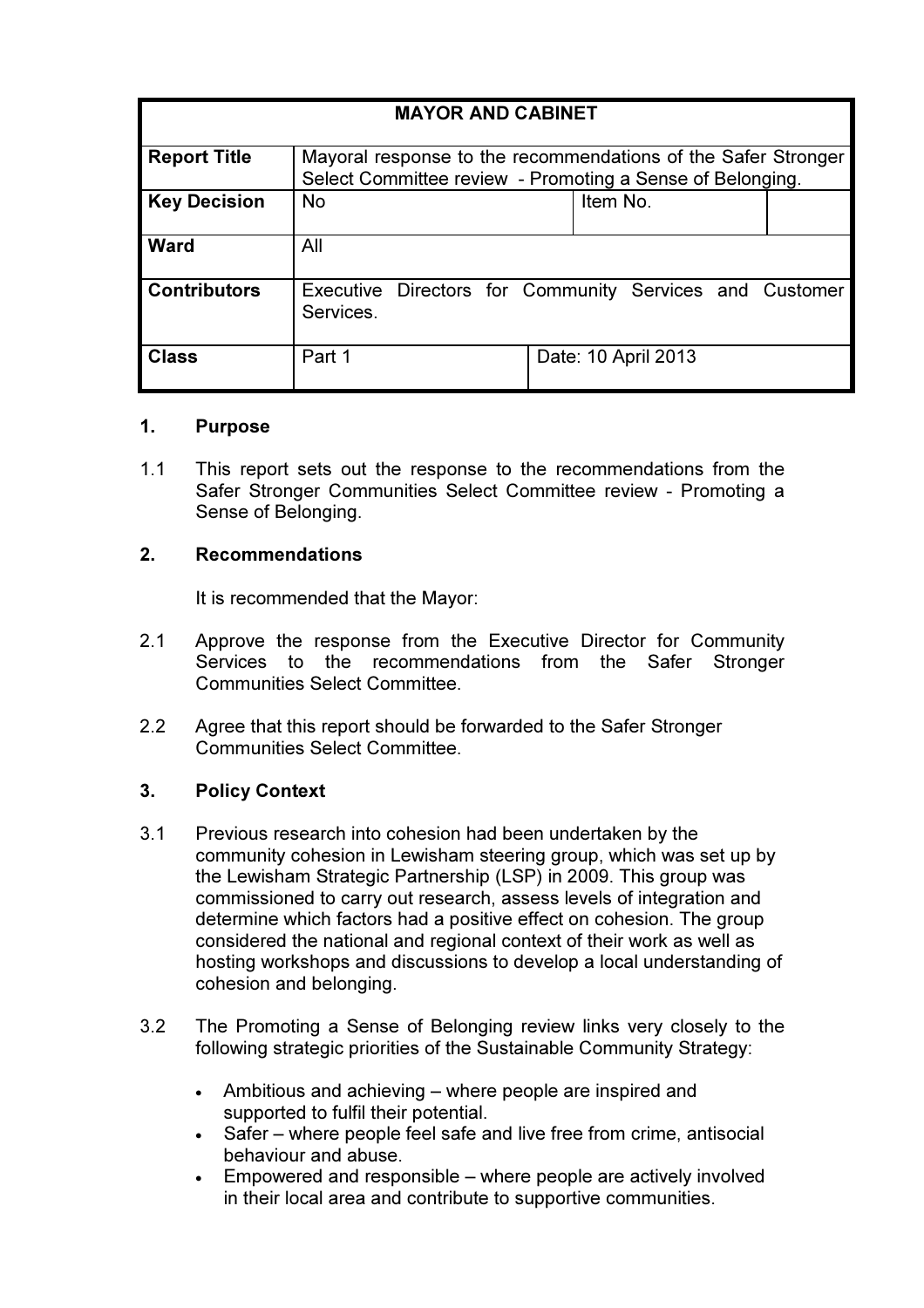| MAYOR AND CABINET | | | |
|---|---|---|---|
| **Report Title** | Mayoral response to the recommendations of the Safer Stronger Select Committee review - Promoting a Sense of Belonging. | | |
| **Key Decision** | No | Item No. | |
| **Ward** | All | | |
| **Contributors** | Executive Directors for Community Services and Customer Services. | | |
| **Class** | Part 1 | Date: 10 April 2013 | |

## 1. Purpose

1.1 This report sets out the response to the recommendations from the Safer Stronger Communities Select Committee review - Promoting a Sense of Belonging.

## 2. Recommendations

It is recommended that the Mayor:

2.1 Approve the response from the Executive Director for Community Services to the recommendations from the Safer Stronger Communities Select Committee.

2.2 Agree that this report should be forwarded to the Safer Stronger Communities Select Committee.

## 3. Policy Context

3.1 Previous research into cohesion had been undertaken by the community cohesion in Lewisham steering group, which was set up by the Lewisham Strategic Partnership (LSP) in 2009. This group was commissioned to carry out research, assess levels of integration and determine which factors had a positive effect on cohesion. The group considered the national and regional context of their work as well as hosting workshops and discussions to develop a local understanding of cohesion and belonging.

3.2 The Promoting a Sense of Belonging review links very closely to the following strategic priorities of the Sustainable Community Strategy:

- Ambitious and achieving – where people are inspired and supported to fulfil their potential.
- Safer – where people feel safe and live free from crime, antisocial behaviour and abuse.
- Empowered and responsible – where people are actively involved in their local area and contribute to supportive communities.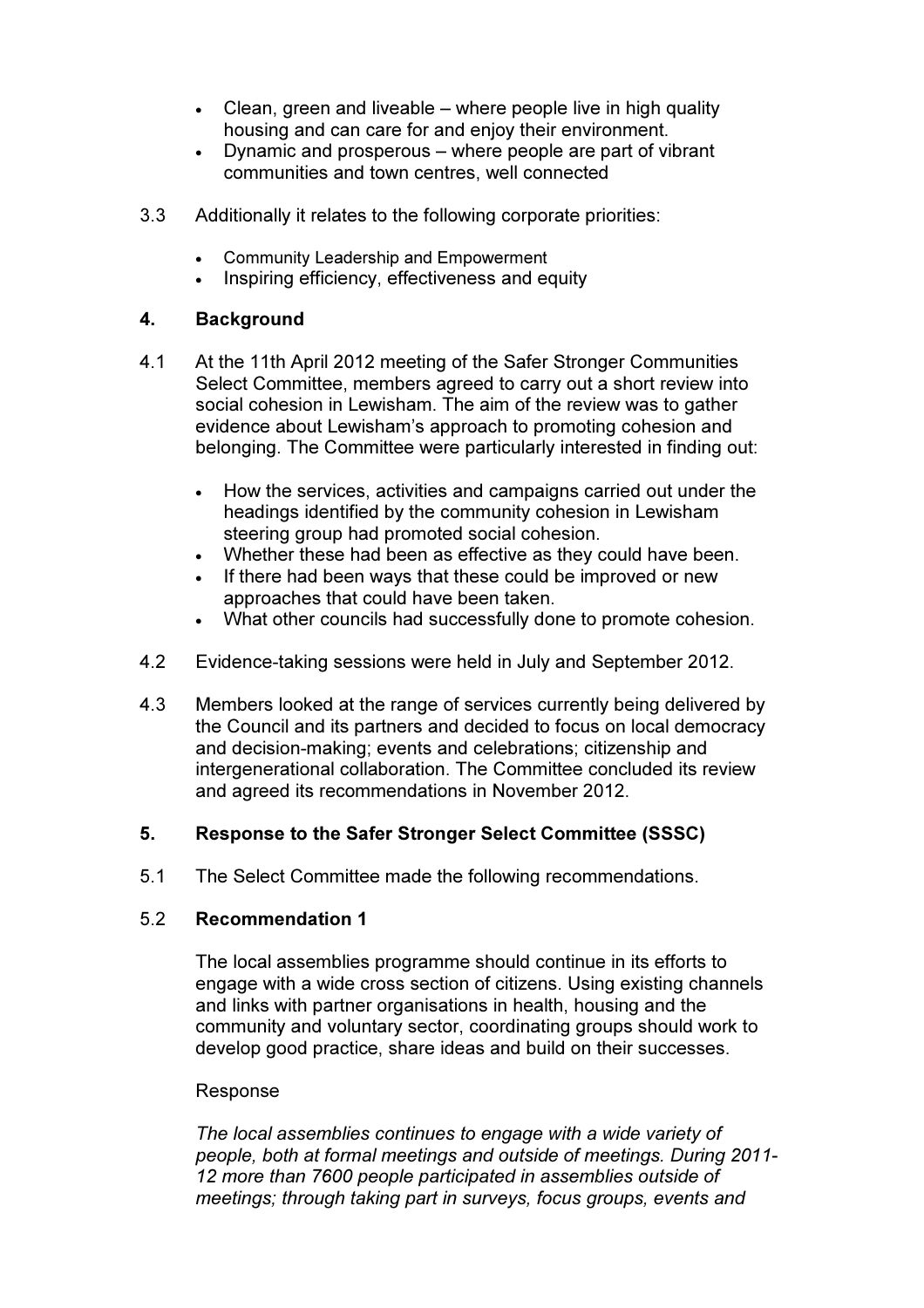- Clean, green and liveable – where people live in high quality housing and can care for and enjoy their environment.
- Dynamic and prosperous – where people are part of vibrant communities and town centres, well connected

3.3 Additionally it relates to the following corporate priorities:

- Community Leadership and Empowerment
- Inspiring efficiency, effectiveness and equity

## 4. Background

4.1 At the 11th April 2012 meeting of the Safer Stronger Communities Select Committee, members agreed to carry out a short review into social cohesion in Lewisham. The aim of the review was to gather evidence about Lewisham's approach to promoting cohesion and belonging. The Committee were particularly interested in finding out:

- How the services, activities and campaigns carried out under the headings identified by the community cohesion in Lewisham steering group had promoted social cohesion.
- Whether these had been as effective as they could have been.
- If there had been ways that these could be improved or new approaches that could have been taken.
- What other councils had successfully done to promote cohesion.

4.2 Evidence-taking sessions were held in July and September 2012.

4.3 Members looked at the range of services currently being delivered by the Council and its partners and decided to focus on local democracy and decision-making; events and celebrations; citizenship and intergenerational collaboration. The Committee concluded its review and agreed its recommendations in November 2012.

## 5. Response to the Safer Stronger Select Committee (SSSC)

5.1 The Select Committee made the following recommendations.

5.2 **Recommendation 1**

The local assemblies programme should continue in its efforts to engage with a wide cross section of citizens. Using existing channels and links with partner organisations in health, housing and the community and voluntary sector, coordinating groups should work to develop good practice, share ideas and build on their successes.

Response

*The local assemblies continues to engage with a wide variety of people, both at formal meetings and outside of meetings. During 2011-12 more than 7600 people participated in assemblies outside of meetings; through taking part in surveys, focus groups, events and*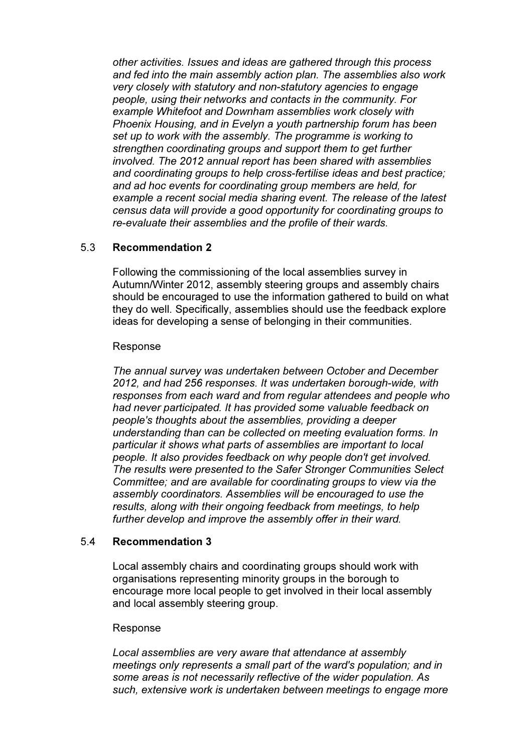*other activities. Issues and ideas are gathered through this process and fed into the main assembly action plan. The assemblies also work very closely with statutory and non-statutory agencies to engage people, using their networks and contacts in the community. For example Whitefoot and Downham assemblies work closely with Phoenix Housing, and in Evelyn a youth partnership forum has been set up to work with the assembly. The programme is working to strengthen coordinating groups and support them to get further involved. The 2012 annual report has been shared with assemblies and coordinating groups to help cross-fertilise ideas and best practice; and ad hoc events for coordinating group members are held, for example a recent social media sharing event. The release of the latest census data will provide a good opportunity for coordinating groups to re-evaluate their assemblies and the profile of their wards.*

5.3 **Recommendation 2**

Following the commissioning of the local assemblies survey in Autumn/Winter 2012, assembly steering groups and assembly chairs should be encouraged to use the information gathered to build on what they do well. Specifically, assemblies should use the feedback explore ideas for developing a sense of belonging in their communities.

Response

*The annual survey was undertaken between October and December 2012, and had 256 responses. It was undertaken borough-wide, with responses from each ward and from regular attendees and people who had never participated. It has provided some valuable feedback on people's thoughts about the assemblies, providing a deeper understanding than can be collected on meeting evaluation forms. In particular it shows what parts of assemblies are important to local people. It also provides feedback on why people don't get involved. The results were presented to the Safer Stronger Communities Select Committee; and are available for coordinating groups to view via the assembly coordinators. Assemblies will be encouraged to use the results, along with their ongoing feedback from meetings, to help further develop and improve the assembly offer in their ward.*

5.4 **Recommendation 3**

Local assembly chairs and coordinating groups should work with organisations representing minority groups in the borough to encourage more local people to get involved in their local assembly and local assembly steering group.

Response

*Local assemblies are very aware that attendance at assembly meetings only represents a small part of the ward's population; and in some areas is not necessarily reflective of the wider population. As such, extensive work is undertaken between meetings to engage more*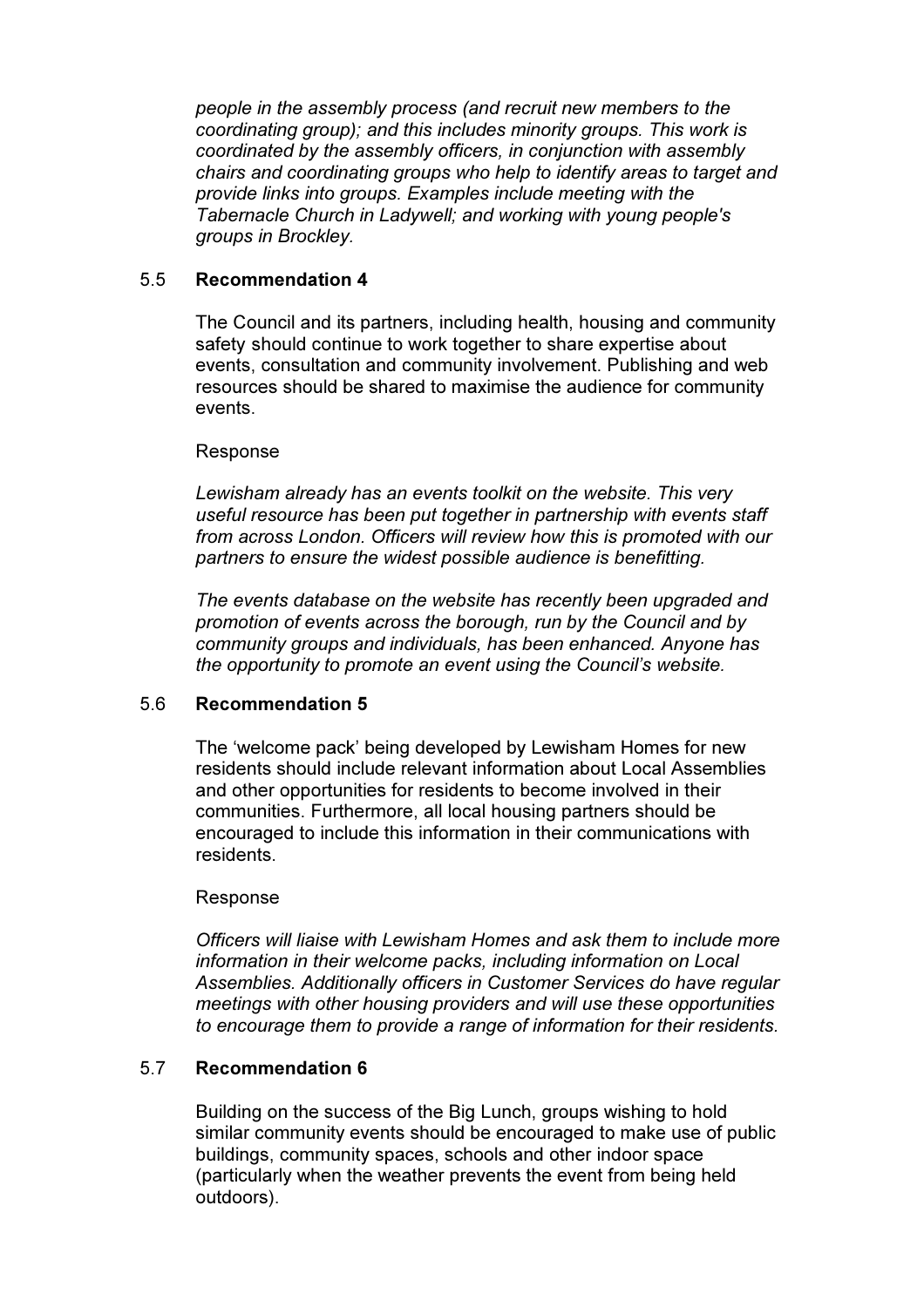*people in the assembly process (and recruit new members to the coordinating group); and this includes minority groups. This work is coordinated by the assembly officers, in conjunction with assembly chairs and coordinating groups who help to identify areas to target and provide links into groups. Examples include meeting with the Tabernacle Church in Ladywell; and working with young people's groups in Brockley.*

5.5 **Recommendation 4**

The Council and its partners, including health, housing and community safety should continue to work together to share expertise about events, consultation and community involvement. Publishing and web resources should be shared to maximise the audience for community events.

Response

*Lewisham already has an events toolkit on the website. This very useful resource has been put together in partnership with events staff from across London. Officers will review how this is promoted with our partners to ensure the widest possible audience is benefitting.*

*The events database on the website has recently been upgraded and promotion of events across the borough, run by the Council and by community groups and individuals, has been enhanced. Anyone has the opportunity to promote an event using the Council's website.*

5.6 **Recommendation 5**

The 'welcome pack' being developed by Lewisham Homes for new residents should include relevant information about Local Assemblies and other opportunities for residents to become involved in their communities. Furthermore, all local housing partners should be encouraged to include this information in their communications with residents.

Response

*Officers will liaise with Lewisham Homes and ask them to include more information in their welcome packs, including information on Local Assemblies. Additionally officers in Customer Services do have regular meetings with other housing providers and will use these opportunities to encourage them to provide a range of information for their residents.*

5.7 **Recommendation 6**

Building on the success of the Big Lunch, groups wishing to hold similar community events should be encouraged to make use of public buildings, community spaces, schools and other indoor space (particularly when the weather prevents the event from being held outdoors).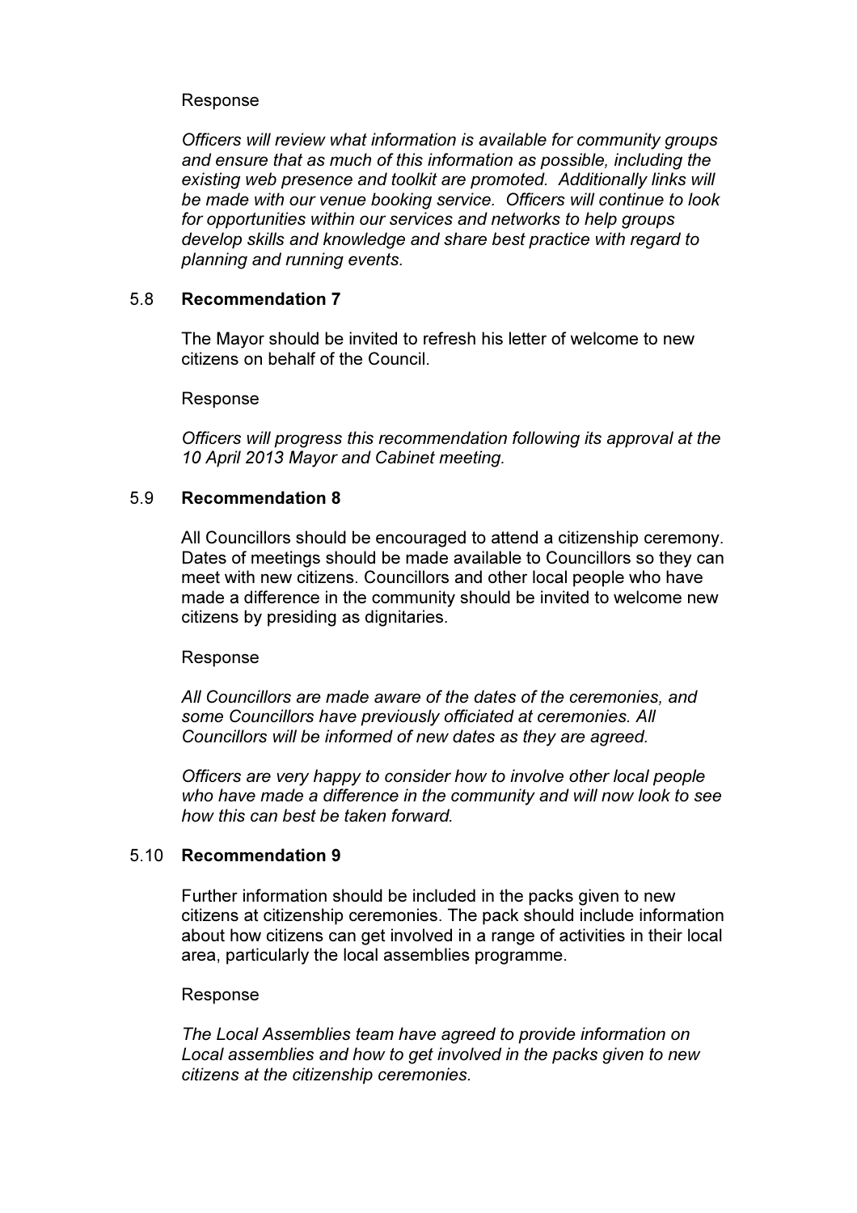Response

*Officers will review what information is available for community groups and ensure that as much of this information as possible, including the existing web presence and toolkit are promoted. Additionally links will be made with our venue booking service. Officers will continue to look for opportunities within our services and networks to help groups develop skills and knowledge and share best practice with regard to planning and running events.*

5.8 **Recommendation 7**

The Mayor should be invited to refresh his letter of welcome to new citizens on behalf of the Council.

Response

*Officers will progress this recommendation following its approval at the 10 April 2013 Mayor and Cabinet meeting.*

5.9 **Recommendation 8**

All Councillors should be encouraged to attend a citizenship ceremony. Dates of meetings should be made available to Councillors so they can meet with new citizens. Councillors and other local people who have made a difference in the community should be invited to welcome new citizens by presiding as dignitaries.

Response

*All Councillors are made aware of the dates of the ceremonies, and some Councillors have previously officiated at ceremonies. All Councillors will be informed of new dates as they are agreed.*

*Officers are very happy to consider how to involve other local people who have made a difference in the community and will now look to see how this can best be taken forward.*

5.10 **Recommendation 9**

Further information should be included in the packs given to new citizens at citizenship ceremonies. The pack should include information about how citizens can get involved in a range of activities in their local area, particularly the local assemblies programme.

Response

*The Local Assemblies team have agreed to provide information on Local assemblies and how to get involved in the packs given to new citizens at the citizenship ceremonies.*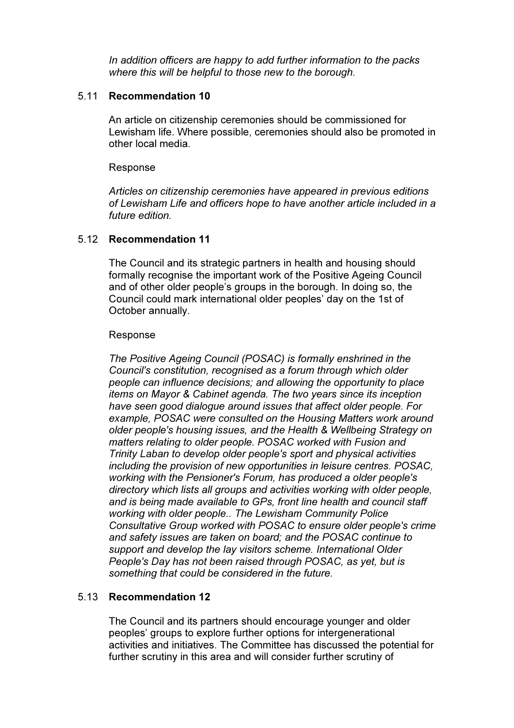*In addition officers are happy to add further information to the packs where this will be helpful to those new to the borough.*

5.11 **Recommendation 10**

An article on citizenship ceremonies should be commissioned for Lewisham life. Where possible, ceremonies should also be promoted in other local media.

Response

*Articles on citizenship ceremonies have appeared in previous editions of Lewisham Life and officers hope to have another article included in a future edition.*

5.12 **Recommendation 11**

The Council and its strategic partners in health and housing should formally recognise the important work of the Positive Ageing Council and of other older people's groups in the borough. In doing so, the Council could mark international older peoples' day on the 1st of October annually.

Response

*The Positive Ageing Council (POSAC) is formally enshrined in the Council's constitution, recognised as a forum through which older people can influence decisions; and allowing the opportunity to place items on Mayor & Cabinet agenda. The two years since its inception have seen good dialogue around issues that affect older people. For example, POSAC were consulted on the Housing Matters work around older people's housing issues, and the Health & Wellbeing Strategy on matters relating to older people. POSAC worked with Fusion and Trinity Laban to develop older people's sport and physical activities including the provision of new opportunities in leisure centres. POSAC, working with the Pensioner's Forum, has produced a older people's directory which lists all groups and activities working with older people, and is being made available to GPs, front line health and council staff working with older people.. The Lewisham Community Police Consultative Group worked with POSAC to ensure older people's crime and safety issues are taken on board; and the POSAC continue to support and develop the lay visitors scheme. International Older People's Day has not been raised through POSAC, as yet, but is something that could be considered in the future.*

5.13 **Recommendation 12**

The Council and its partners should encourage younger and older peoples' groups to explore further options for intergenerational activities and initiatives. The Committee has discussed the potential for further scrutiny in this area and will consider further scrutiny of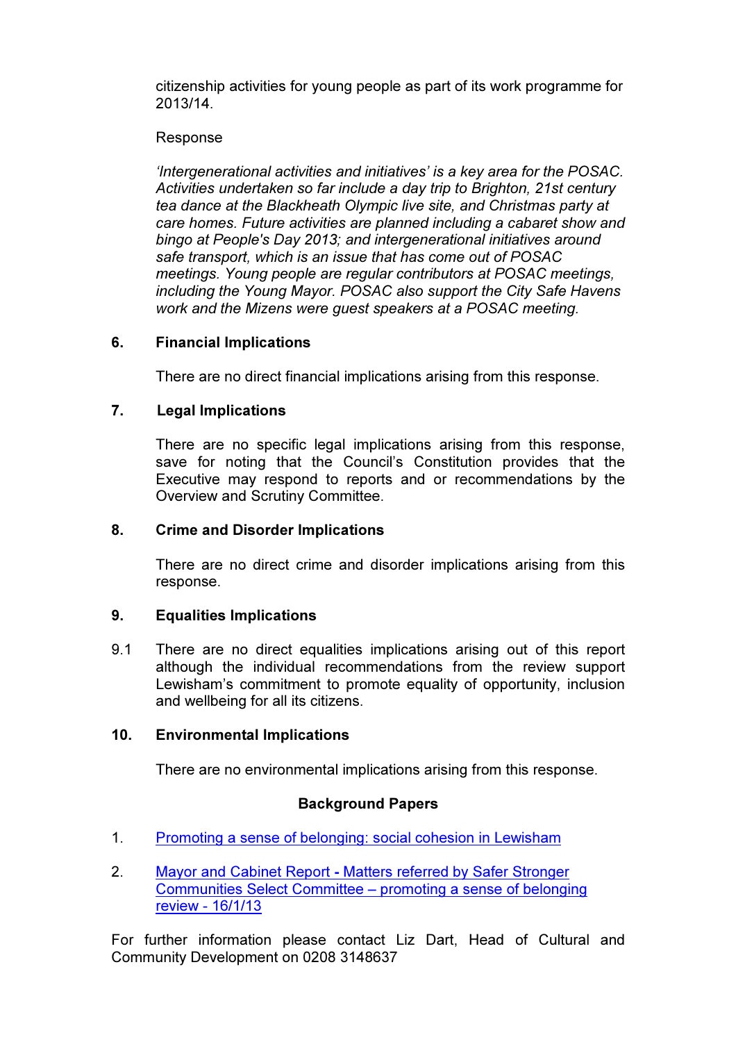citizenship activities for young people as part of its work programme for 2013/14.

Response

*'Intergenerational activities and initiatives' is a key area for the POSAC. Activities undertaken so far include a day trip to Brighton, 21st century tea dance at the Blackheath Olympic live site, and Christmas party at care homes. Future activities are planned including a cabaret show and bingo at People's Day 2013; and intergenerational initiatives around safe transport, which is an issue that has come out of POSAC meetings. Young people are regular contributors at POSAC meetings, including the Young Mayor. POSAC also support the City Safe Havens work and the Mizens were guest speakers at a POSAC meeting.*

## 6. Financial Implications

There are no direct financial implications arising from this response.

## 7. Legal Implications

There are no specific legal implications arising from this response, save for noting that the Council's Constitution provides that the Executive may respond to reports and or recommendations by the Overview and Scrutiny Committee.

## 8. Crime and Disorder Implications

There are no direct crime and disorder implications arising from this response.

## 9. Equalities Implications

9.1 There are no direct equalities implications arising out of this report although the individual recommendations from the review support Lewisham's commitment to promote equality of opportunity, inclusion and wellbeing for all its citizens.

## 10. Environmental Implications

There are no environmental implications arising from this response.

## Background Papers

1. Promoting a sense of belonging: social cohesion in Lewisham
2. Mayor and Cabinet Report - Matters referred by Safer Stronger Communities Select Committee – promoting a sense of belonging review - 16/1/13

For further information please contact Liz Dart, Head of Cultural and Community Development on 0208 3148637